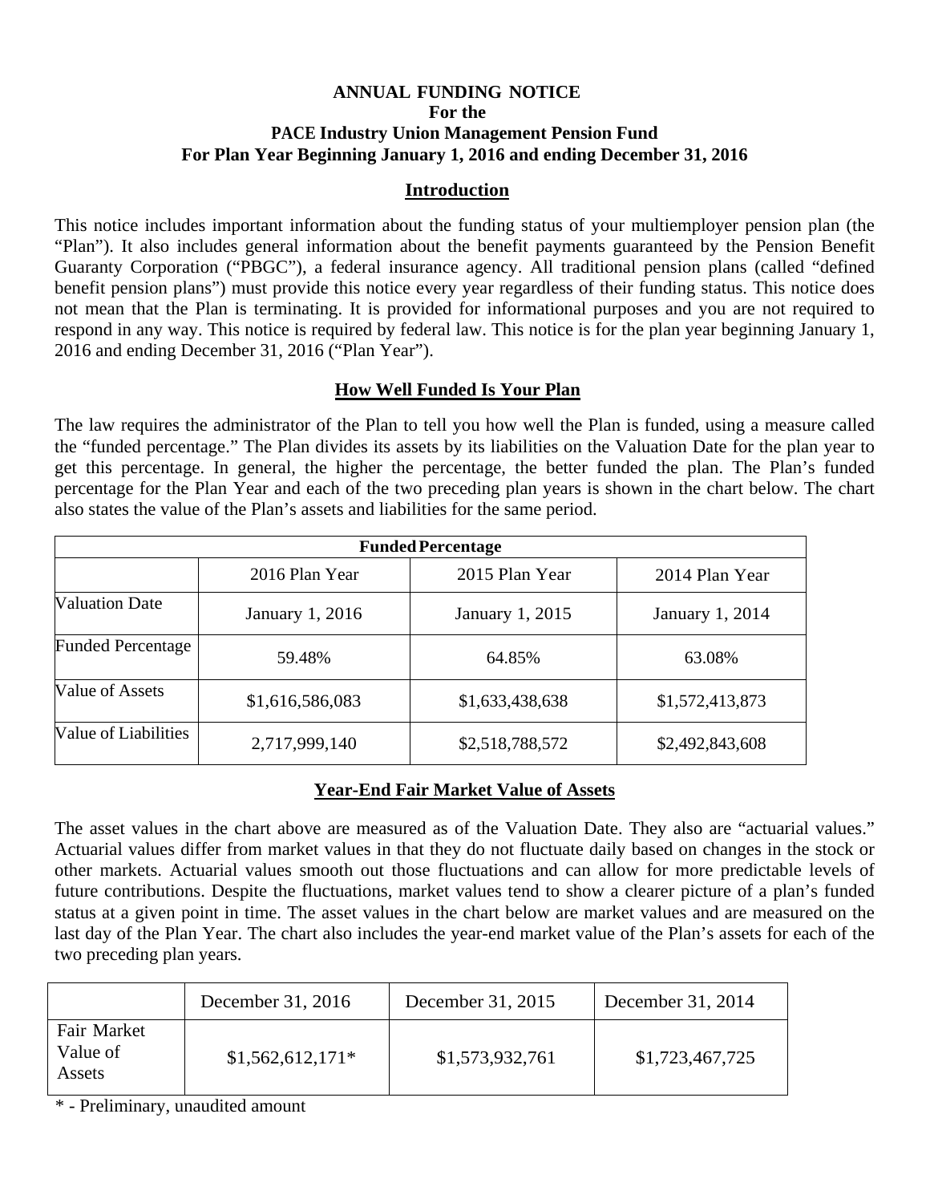# ANNUAL FUNDING NOTICE
## For the
## PACE Industry Union Management Pension Fund
## For Plan Year Beginning January 1, 2016 and ending December 31, 2016

### Introduction

This notice includes important information about the funding status of your multiemployer pension plan (the "Plan"). It also includes general information about the benefit payments guaranteed by the Pension Benefit Guaranty Corporation ("PBGC"), a federal insurance agency. All traditional pension plans (called "defined benefit pension plans") must provide this notice every year regardless of their funding status. This notice does not mean that the Plan is terminating. It is provided for informational purposes and you are not required to respond in any way. This notice is required by federal law. This notice is for the plan year beginning January 1, 2016 and ending December 31, 2016 ("Plan Year").

### How Well Funded Is Your Plan

The law requires the administrator of the Plan to tell you how well the Plan is funded, using a measure called the "funded percentage." The Plan divides its assets by its liabilities on the Valuation Date for the plan year to get this percentage. In general, the higher the percentage, the better funded the plan. The Plan's funded percentage for the Plan Year and each of the two preceding plan years is shown in the chart below. The chart also states the value of the Plan's assets and liabilities for the same period.

| Funded Percentage | | | |
|---|---|---|---|
| | 2016 Plan Year | 2015 Plan Year | 2014 Plan Year |
| Valuation Date | January 1, 2016 | January 1, 2015 | January 1, 2014 |
| Funded Percentage | 59.48% | 64.85% | 63.08% |
| Value of Assets | $1,616,586,083 | $1,633,438,638 | $1,572,413,873 |
| Value of Liabilities | 2,717,999,140 | $2,518,788,572 | $2,492,843,608 |

### Year-End Fair Market Value of Assets

The asset values in the chart above are measured as of the Valuation Date. They also are "actuarial values." Actuarial values differ from market values in that they do not fluctuate daily based on changes in the stock or other markets. Actuarial values smooth out those fluctuations and can allow for more predictable levels of future contributions. Despite the fluctuations, market values tend to show a clearer picture of a plan's funded status at a given point in time. The asset values in the chart below are market values and are measured on the last day of the Plan Year. The chart also includes the year-end market value of the Plan's assets for each of the two preceding plan years.

| | December 31, 2016 | December 31, 2015 | December 31, 2014 |
|---|---|---|---|
| Fair Market Value of Assets | $1,562,612,171* | $1,573,932,761 | $1,723,467,725 |

* - Preliminary, unaudited amount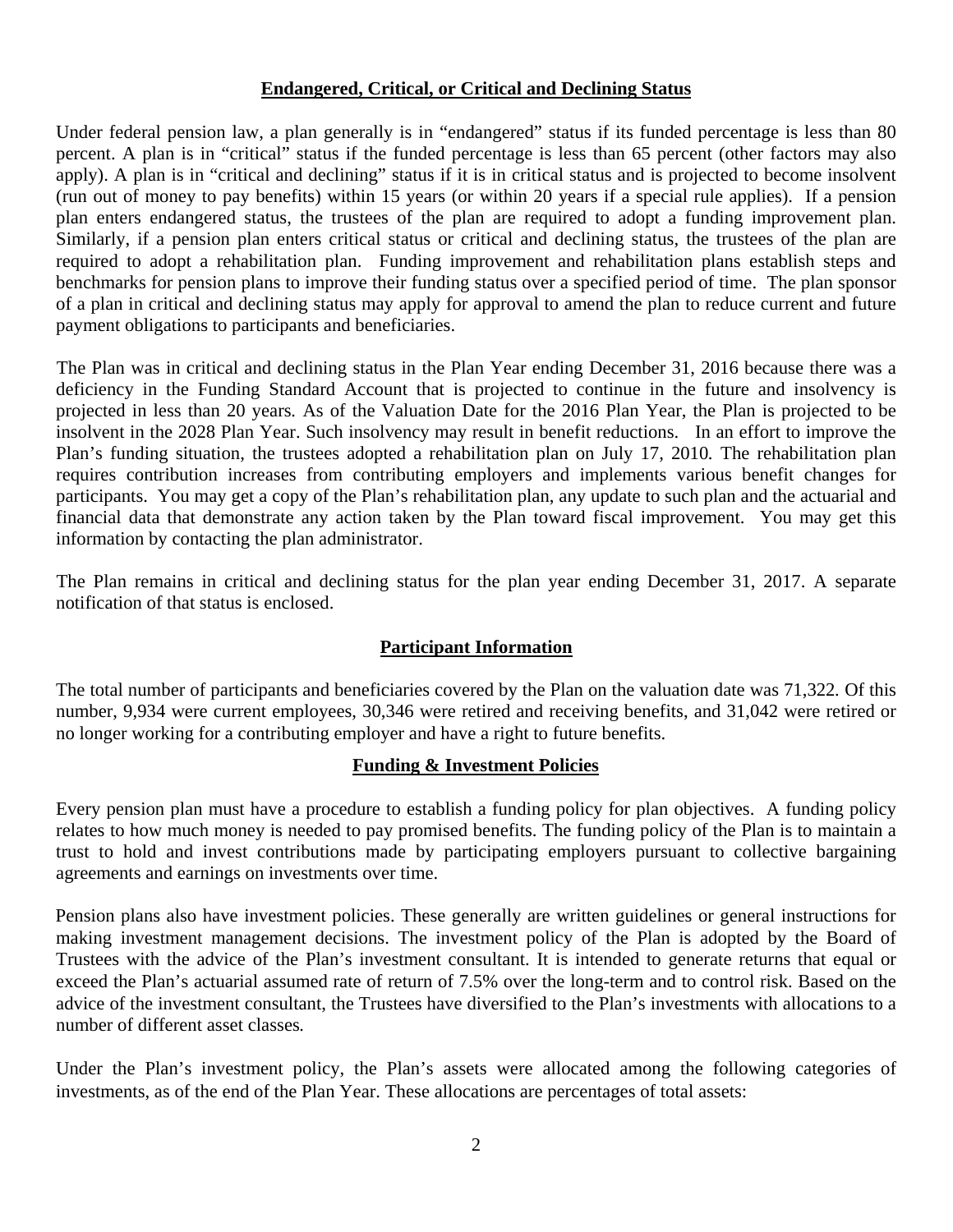## Endangered, Critical, or Critical and Declining Status

Under federal pension law, a plan generally is in "endangered" status if its funded percentage is less than 80 percent. A plan is in "critical" status if the funded percentage is less than 65 percent (other factors may also apply). A plan is in "critical and declining" status if it is in critical status and is projected to become insolvent (run out of money to pay benefits) within 15 years (or within 20 years if a special rule applies). If a pension plan enters endangered status, the trustees of the plan are required to adopt a funding improvement plan. Similarly, if a pension plan enters critical status or critical and declining status, the trustees of the plan are required to adopt a rehabilitation plan. Funding improvement and rehabilitation plans establish steps and benchmarks for pension plans to improve their funding status over a specified period of time. The plan sponsor of a plan in critical and declining status may apply for approval to amend the plan to reduce current and future payment obligations to participants and beneficiaries.

The Plan was in critical and declining status in the Plan Year ending December 31, 2016 because there was a deficiency in the Funding Standard Account that is projected to continue in the future and insolvency is projected in less than 20 years. As of the Valuation Date for the 2016 Plan Year, the Plan is projected to be insolvent in the 2028 Plan Year. Such insolvency may result in benefit reductions. In an effort to improve the Plan's funding situation, the trustees adopted a rehabilitation plan on July 17, 2010. The rehabilitation plan requires contribution increases from contributing employers and implements various benefit changes for participants. You may get a copy of the Plan's rehabilitation plan, any update to such plan and the actuarial and financial data that demonstrate any action taken by the Plan toward fiscal improvement. You may get this information by contacting the plan administrator.

The Plan remains in critical and declining status for the plan year ending December 31, 2017. A separate notification of that status is enclosed.

## Participant Information

The total number of participants and beneficiaries covered by the Plan on the valuation date was 71,322. Of this number, 9,934 were current employees, 30,346 were retired and receiving benefits, and 31,042 were retired or no longer working for a contributing employer and have a right to future benefits.

## Funding & Investment Policies

Every pension plan must have a procedure to establish a funding policy for plan objectives. A funding policy relates to how much money is needed to pay promised benefits. The funding policy of the Plan is to maintain a trust to hold and invest contributions made by participating employers pursuant to collective bargaining agreements and earnings on investments over time.

Pension plans also have investment policies. These generally are written guidelines or general instructions for making investment management decisions. The investment policy of the Plan is adopted by the Board of Trustees with the advice of the Plan's investment consultant. It is intended to generate returns that equal or exceed the Plan's actuarial assumed rate of return of 7.5% over the long-term and to control risk. Based on the advice of the investment consultant, the Trustees have diversified to the Plan's investments with allocations to a number of different asset classes.

Under the Plan's investment policy, the Plan's assets were allocated among the following categories of investments, as of the end of the Plan Year. These allocations are percentages of total assets: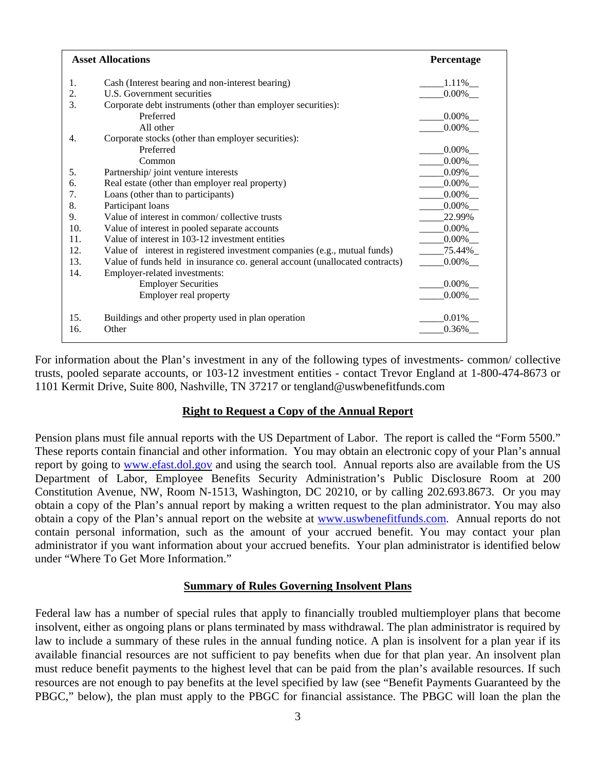| | Asset Allocations | Percentage |
|---|---|---|
| 1. | Cash (Interest bearing and non-interest bearing) | 1.11% |
| 2. | U.S. Government securities | 0.00% |
| 3. | Corporate debt instruments (other than employer securities): | |
| | Preferred | 0.00% |
| | All other | 0.00% |
| 4. | Corporate stocks (other than employer securities): | |
| | Preferred | 0.00% |
| | Common | 0.00% |
| 5. | Partnership/ joint venture interests | 0.09% |
| 6. | Real estate (other than employer real property) | 0.00% |
| 7. | Loans (other than to participants) | 0.00% |
| 8. | Participant loans | 0.00% |
| 9. | Value of interest in common/ collective trusts | 22.99% |
| 10. | Value of interest in pooled separate accounts | 0.00% |
| 11. | Value of interest in 103-12 investment entities | 0.00% |
| 12. | Value of interest in registered investment companies (e.g., mutual funds) | 75.44% |
| 13. | Value of funds held in insurance co. general account (unallocated contracts) | 0.00% |
| 14. | Employer-related investments: | |
| | Employer Securities | 0.00% |
| | Employer real property | 0.00% |
| 15. | Buildings and other property used in plan operation | 0.01% |
| 16. | Other | 0.36% |

For information about the Plan's investment in any of the following types of investments- common/ collective trusts, pooled separate accounts, or 103-12 investment entities - contact Trevor England at 1-800-474-8673 or 1101 Kermit Drive, Suite 800, Nashville, TN 37217 or tengland@uswbenefitfunds.com

## Right to Request a Copy of the Annual Report

Pension plans must file annual reports with the US Department of Labor. The report is called the "Form 5500." These reports contain financial and other information. You may obtain an electronic copy of your Plan's annual report by going to www.efast.dol.gov and using the search tool. Annual reports also are available from the US Department of Labor, Employee Benefits Security Administration's Public Disclosure Room at 200 Constitution Avenue, NW, Room N-1513, Washington, DC 20210, or by calling 202.693.8673. Or you may obtain a copy of the Plan's annual report by making a written request to the plan administrator. You may also obtain a copy of the Plan's annual report on the website at www.uswbenefitfunds.com. Annual reports do not contain personal information, such as the amount of your accrued benefit. You may contact your plan administrator if you want information about your accrued benefits. Your plan administrator is identified below under "Where To Get More Information."

## Summary of Rules Governing Insolvent Plans

Federal law has a number of special rules that apply to financially troubled multiemployer plans that become insolvent, either as ongoing plans or plans terminated by mass withdrawal. The plan administrator is required by law to include a summary of these rules in the annual funding notice. A plan is insolvent for a plan year if its available financial resources are not sufficient to pay benefits when due for that plan year. An insolvent plan must reduce benefit payments to the highest level that can be paid from the plan's available resources. If such resources are not enough to pay benefits at the level specified by law (see "Benefit Payments Guaranteed by the PBGC," below), the plan must apply to the PBGC for financial assistance. The PBGC will loan the plan the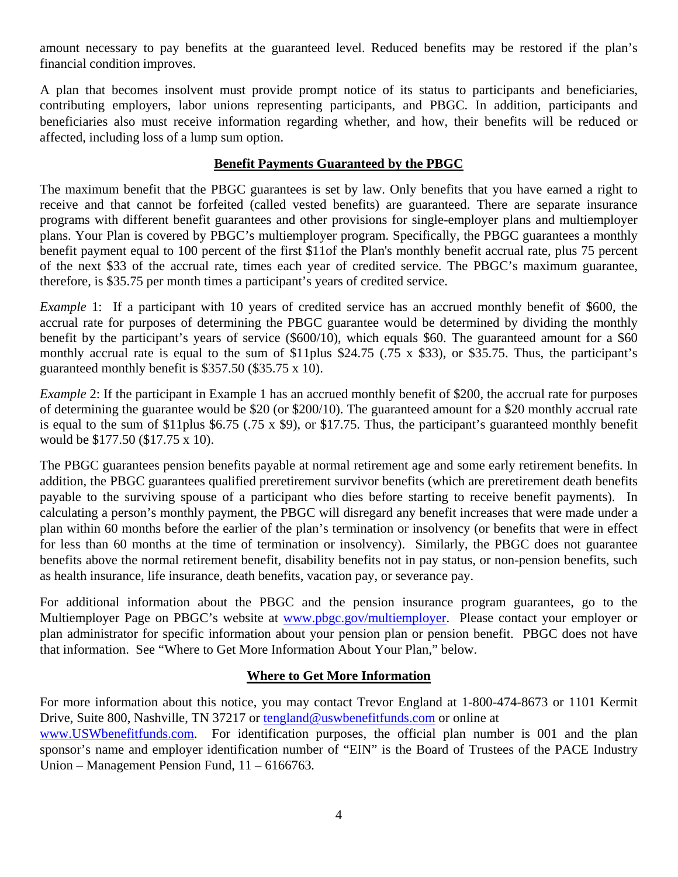amount necessary to pay benefits at the guaranteed level. Reduced benefits may be restored if the plan's financial condition improves.

A plan that becomes insolvent must provide prompt notice of its status to participants and beneficiaries, contributing employers, labor unions representing participants, and PBGC. In addition, participants and beneficiaries also must receive information regarding whether, and how, their benefits will be reduced or affected, including loss of a lump sum option.

## Benefit Payments Guaranteed by the PBGC

The maximum benefit that the PBGC guarantees is set by law. Only benefits that you have earned a right to receive and that cannot be forfeited (called vested benefits) are guaranteed. There are separate insurance programs with different benefit guarantees and other provisions for single-employer plans and multiemployer plans. Your Plan is covered by PBGC's multiemployer program. Specifically, the PBGC guarantees a monthly benefit payment equal to 100 percent of the first $11of the Plan's monthly benefit accrual rate, plus 75 percent of the next $33 of the accrual rate, times each year of credited service. The PBGC's maximum guarantee, therefore, is $35.75 per month times a participant's years of credited service.

*Example* 1: If a participant with 10 years of credited service has an accrued monthly benefit of $600, the accrual rate for purposes of determining the PBGC guarantee would be determined by dividing the monthly benefit by the participant's years of service ($600/10), which equals $60. The guaranteed amount for a $60 monthly accrual rate is equal to the sum of $11plus $24.75 (.75 x $33), or $35.75. Thus, the participant's guaranteed monthly benefit is $357.50 ($35.75 x 10).

*Example* 2: If the participant in Example 1 has an accrued monthly benefit of $200, the accrual rate for purposes of determining the guarantee would be $20 (or $200/10). The guaranteed amount for a $20 monthly accrual rate is equal to the sum of $11plus $6.75 (.75 x $9), or $17.75. Thus, the participant's guaranteed monthly benefit would be $177.50 ($17.75 x 10).

The PBGC guarantees pension benefits payable at normal retirement age and some early retirement benefits. In addition, the PBGC guarantees qualified preretirement survivor benefits (which are preretirement death benefits payable to the surviving spouse of a participant who dies before starting to receive benefit payments). In calculating a person's monthly payment, the PBGC will disregard any benefit increases that were made under a plan within 60 months before the earlier of the plan's termination or insolvency (or benefits that were in effect for less than 60 months at the time of termination or insolvency). Similarly, the PBGC does not guarantee benefits above the normal retirement benefit, disability benefits not in pay status, or non-pension benefits, such as health insurance, life insurance, death benefits, vacation pay, or severance pay.

For additional information about the PBGC and the pension insurance program guarantees, go to the Multiemployer Page on PBGC's website at www.pbgc.gov/multiemployer. Please contact your employer or plan administrator for specific information about your pension plan or pension benefit. PBGC does not have that information. See "Where to Get More Information About Your Plan," below.

## Where to Get More Information

For more information about this notice, you may contact Trevor England at 1-800-474-8673 or 1101 Kermit Drive, Suite 800, Nashville, TN 37217 or tengland@uswbenefitfunds.com or online at www.USWbenefitfunds.com. For identification purposes, the official plan number is 001 and the plan sponsor's name and employer identification number of "EIN" is the Board of Trustees of the PACE Industry Union – Management Pension Fund, 11 – 6166763.